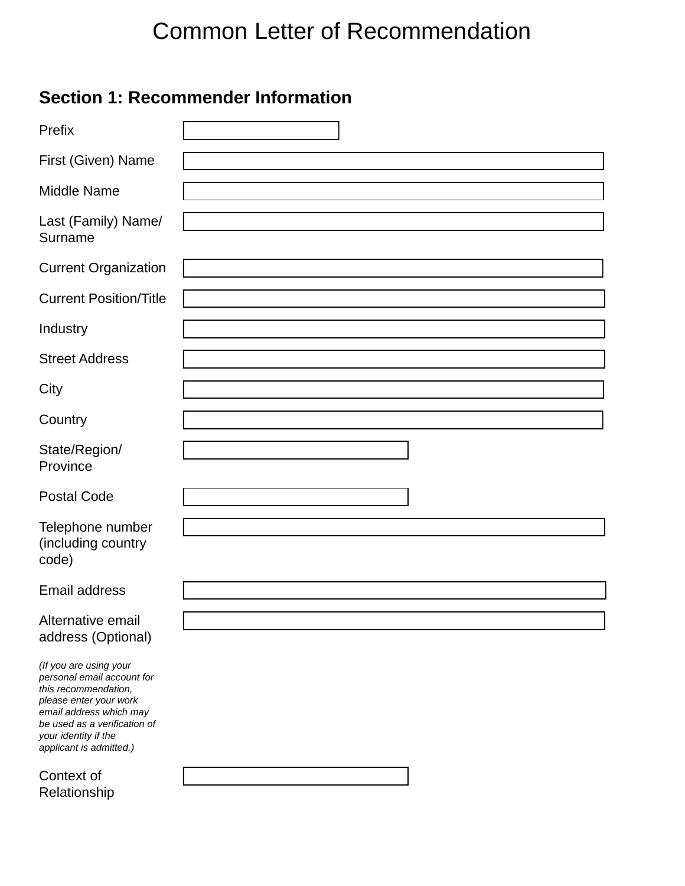# Common Letter of Recommendation

## Section 1: Recommender Information

| | |
|---|---|
| Prefix | |
| First (Given) Name | |
| Middle Name | |
| Last (Family) Name/ Surname | |
| Current Organization | |
| Current Position/Title | |
| Industry | |
| Street Address | |
| City | |
| Country | |
| State/Region/ Province | |
| Postal Code | |
| Telephone number (including country code) | |
| Email address | |
| Alternative email address (Optional) | |

*(If you are using your personal email account for this recommendation, please enter your work email address which may be used as a verification of your identity if the applicant is admitted.)*

| | |
|---|---|
| Context of Relationship | |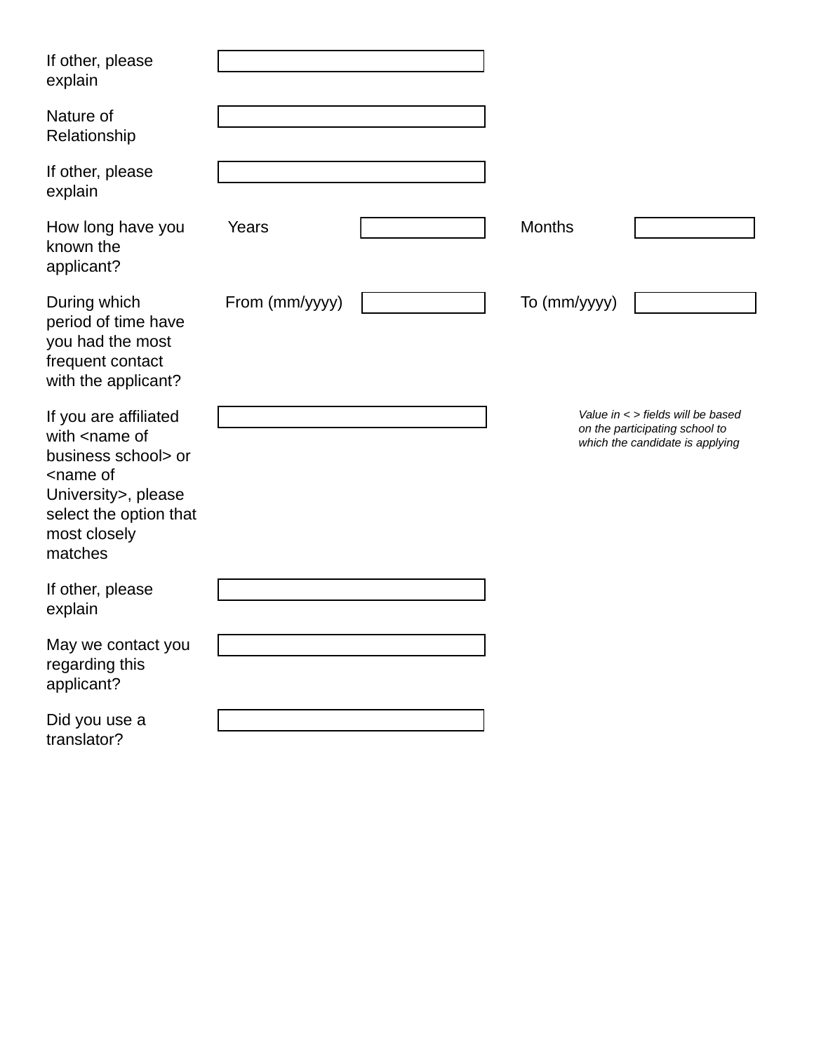| | | | | |
|---|---|---|---|---|
| If other, please explain | | | | |
| Nature of Relationship | | | | |
| If other, please explain | | | | |
| How long have you known the applicant? | Years | | Months | |
| During which period of time have you had the most frequent contact with the applicant? | From (mm/yyyy) | | To (mm/yyyy) | |
| If you are affiliated with <name of business school> or <name of University>, please select the option that most closely matches | | | *Value in < > fields will be based on the participating school to which the candidate is applying* | |
| If other, please explain | | | | |
| May we contact you regarding this applicant? | | | | |
| Did you use a translator? | | | | |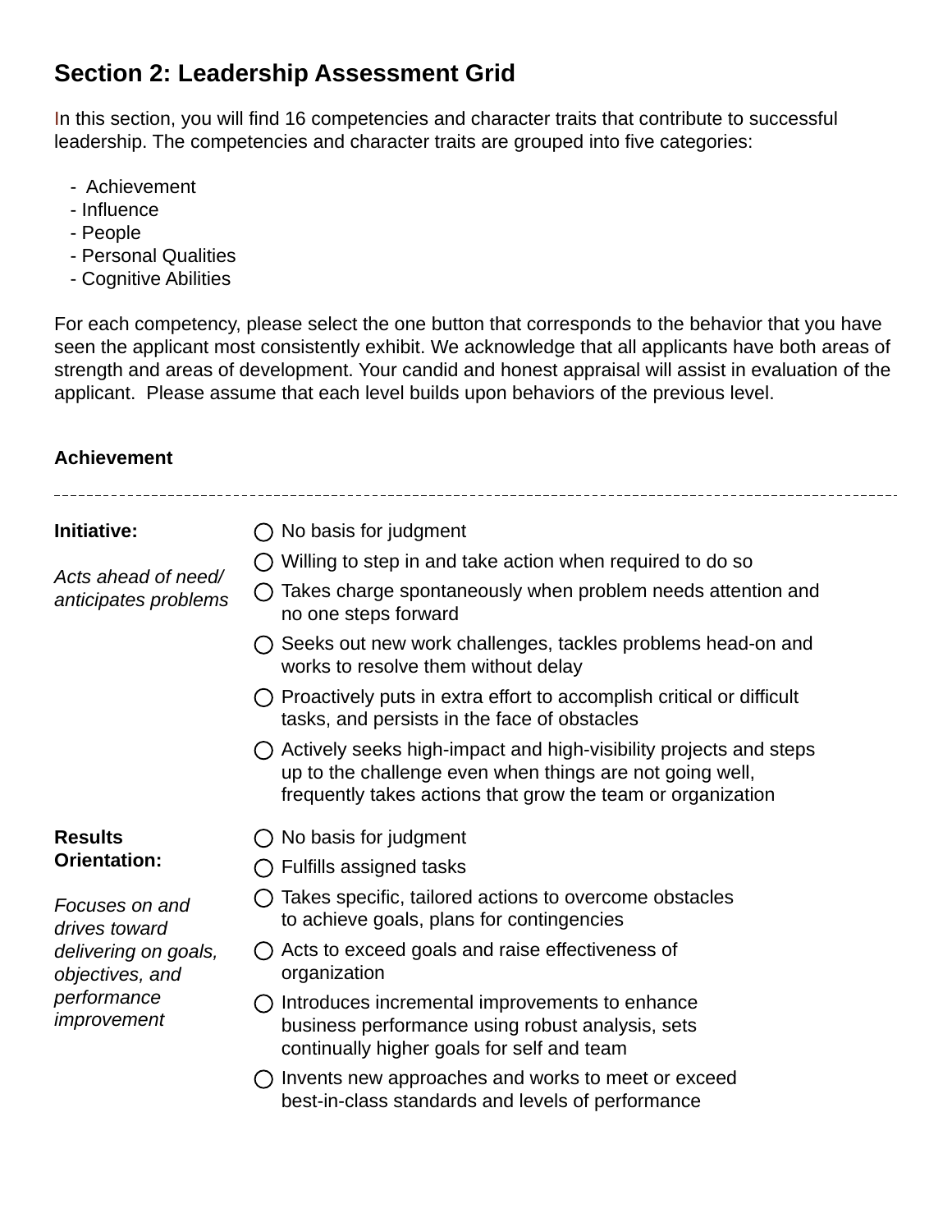## Section 2: Leadership Assessment Grid

In this section, you will find 16 competencies and character traits that contribute to successful leadership. The competencies and character traits are grouped into five categories:

- Achievement
- Influence
- People
- Personal Qualities
- Cognitive Abilities

For each competency, please select the one button that corresponds to the behavior that you have seen the applicant most consistently exhibit. We acknowledge that all applicants have both areas of strength and areas of development. Your candid and honest appraisal will assist in evaluation of the applicant. Please assume that each level builds upon behaviors of the previous level.

**Achievement**

---

**Initiative:**

*Acts ahead of need/ anticipates problems*

- ○ No basis for judgment
- ○ Willing to step in and take action when required to do so
- ○ Takes charge spontaneously when problem needs attention and no one steps forward
- ○ Seeks out new work challenges, tackles problems head-on and works to resolve them without delay
- ○ Proactively puts in extra effort to accomplish critical or difficult tasks, and persists in the face of obstacles
- ○ Actively seeks high-impact and high-visibility projects and steps up to the challenge even when things are not going well, frequently takes actions that grow the team or organization

**Results Orientation:**

*Focuses on and drives toward delivering on goals, objectives, and performance improvement*

- ○ No basis for judgment
- ○ Fulfills assigned tasks
- ○ Takes specific, tailored actions to overcome obstacles to achieve goals, plans for contingencies
- ○ Acts to exceed goals and raise effectiveness of organization
- ○ Introduces incremental improvements to enhance business performance using robust analysis, sets continually higher goals for self and team
- ○ Invents new approaches and works to meet or exceed best-in-class standards and levels of performance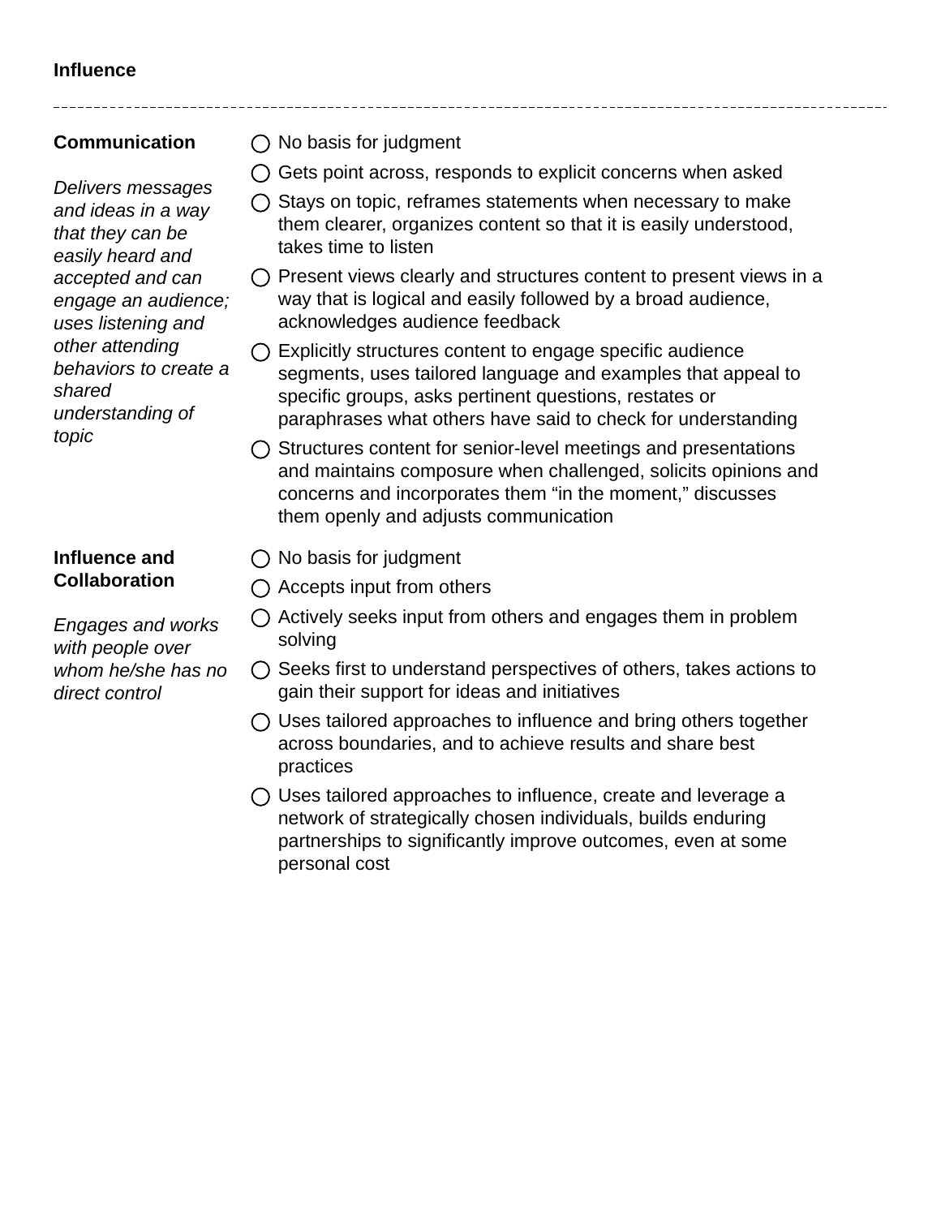**Influence**

---

**Communication**

*Delivers messages and ideas in a way that they can be easily heard and accepted and can engage an audience; uses listening and other attending behaviors to create a shared understanding of topic*

- ◯ No basis for judgment
- ◯ Gets point across, responds to explicit concerns when asked
- ◯ Stays on topic, reframes statements when necessary to make them clearer, organizes content so that it is easily understood, takes time to listen
- ◯ Present views clearly and structures content to present views in a way that is logical and easily followed by a broad audience, acknowledges audience feedback
- ◯ Explicitly structures content to engage specific audience segments, uses tailored language and examples that appeal to specific groups, asks pertinent questions, restates or paraphrases what others have said to check for understanding
- ◯ Structures content for senior-level meetings and presentations and maintains composure when challenged, solicits opinions and concerns and incorporates them “in the moment,” discusses them openly and adjusts communication

**Influence and Collaboration**

*Engages and works with people over whom he/she has no direct control*

- ◯ No basis for judgment
- ◯ Accepts input from others
- ◯ Actively seeks input from others and engages them in problem solving
- ◯ Seeks first to understand perspectives of others, takes actions to gain their support for ideas and initiatives
- ◯ Uses tailored approaches to influence and bring others together across boundaries, and to achieve results and share best practices
- ◯ Uses tailored approaches to influence, create and leverage a network of strategically chosen individuals, builds enduring partnerships to significantly improve outcomes, even at some personal cost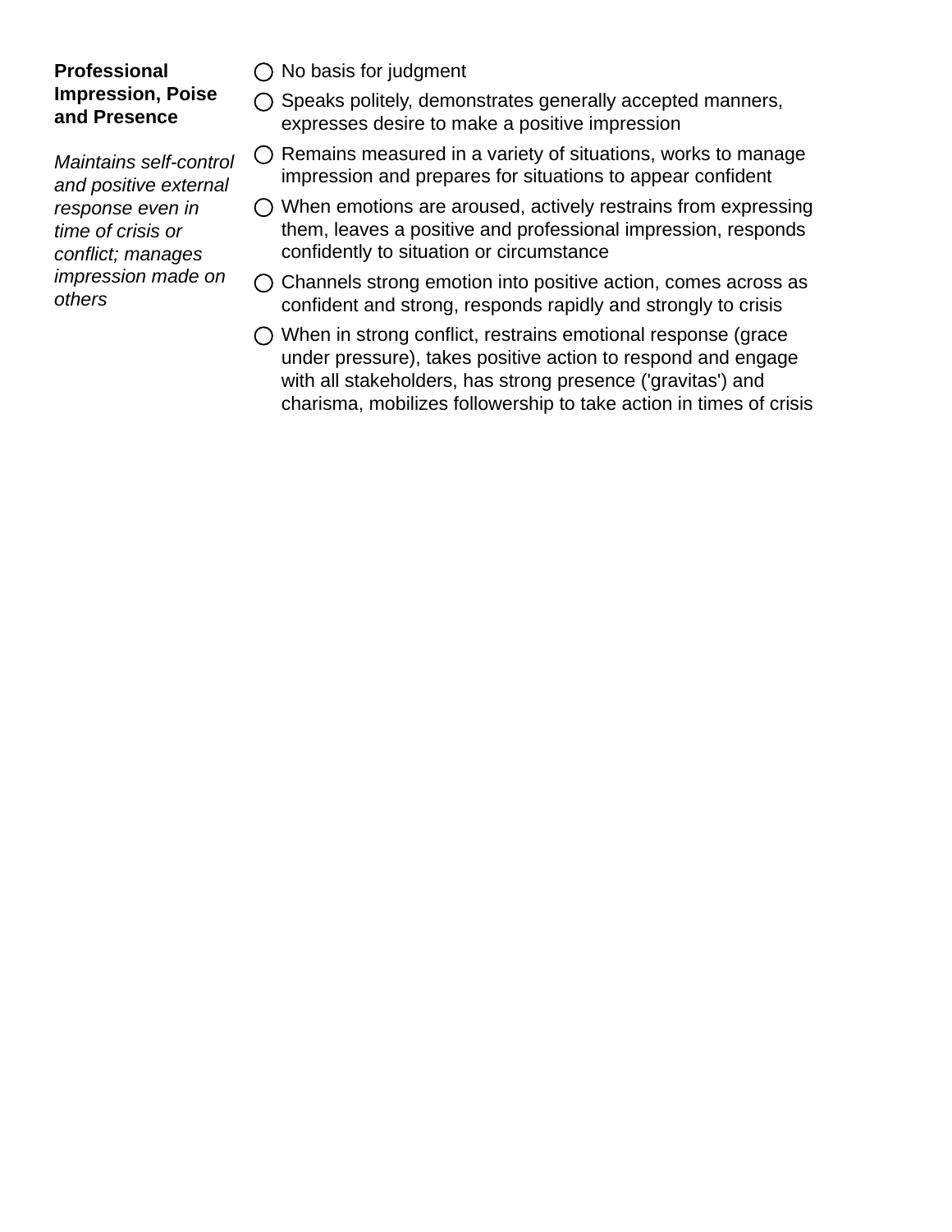**Professional Impression, Poise and Presence**

*Maintains self-control and positive external response even in time of crisis or conflict; manages impression made on others*

- ◯ No basis for judgment
- ◯ Speaks politely, demonstrates generally accepted manners, expresses desire to make a positive impression
- ◯ Remains measured in a variety of situations, works to manage impression and prepares for situations to appear confident
- ◯ When emotions are aroused, actively restrains from expressing them, leaves a positive and professional impression, responds confidently to situation or circumstance
- ◯ Channels strong emotion into positive action, comes across as confident and strong, responds rapidly and strongly to crisis
- ◯ When in strong conflict, restrains emotional response (grace under pressure), takes positive action to respond and engage with all stakeholders, has strong presence ('gravitas') and charisma, mobilizes followership to take action in times of crisis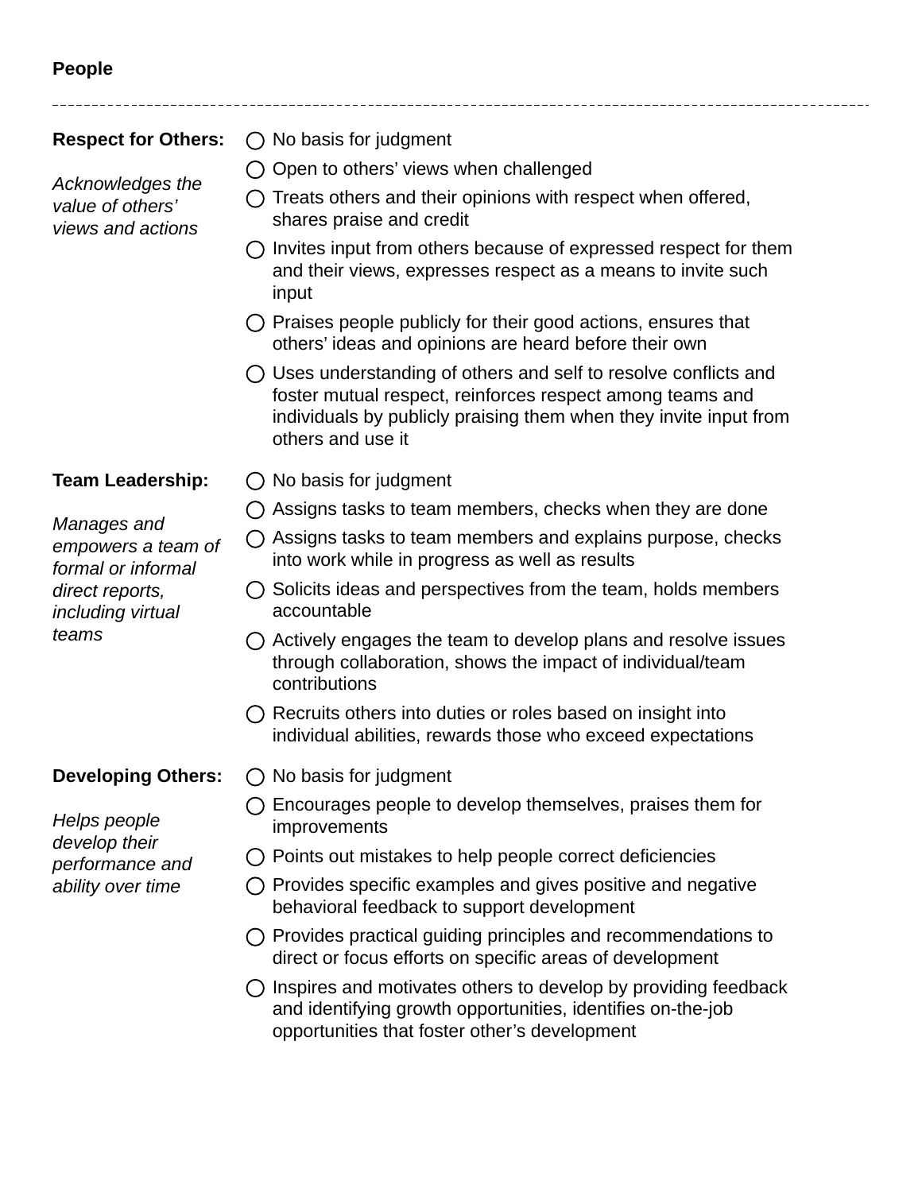**People**

---

**Respect for Others:**

*Acknowledges the value of others' views and actions*

- ◯ No basis for judgment
- ◯ Open to others' views when challenged
- ◯ Treats others and their opinions with respect when offered, shares praise and credit
- ◯ Invites input from others because of expressed respect for them and their views, expresses respect as a means to invite such input
- ◯ Praises people publicly for their good actions, ensures that others' ideas and opinions are heard before their own
- ◯ Uses understanding of others and self to resolve conflicts and foster mutual respect, reinforces respect among teams and individuals by publicly praising them when they invite input from others and use it

**Team Leadership:**

*Manages and empowers a team of formal or informal direct reports, including virtual teams*

- ◯ No basis for judgment
- ◯ Assigns tasks to team members, checks when they are done
- ◯ Assigns tasks to team members and explains purpose, checks into work while in progress as well as results
- ◯ Solicits ideas and perspectives from the team, holds members accountable
- ◯ Actively engages the team to develop plans and resolve issues through collaboration, shows the impact of individual/team contributions
- ◯ Recruits others into duties or roles based on insight into individual abilities, rewards those who exceed expectations

**Developing Others:**

*Helps people develop their performance and ability over time*

- ◯ No basis for judgment
- ◯ Encourages people to develop themselves, praises them for improvements
- ◯ Points out mistakes to help people correct deficiencies
- ◯ Provides specific examples and gives positive and negative behavioral feedback to support development
- ◯ Provides practical guiding principles and recommendations to direct or focus efforts on specific areas of development
- ◯ Inspires and motivates others to develop by providing feedback and identifying growth opportunities, identifies on-the-job opportunities that foster other's development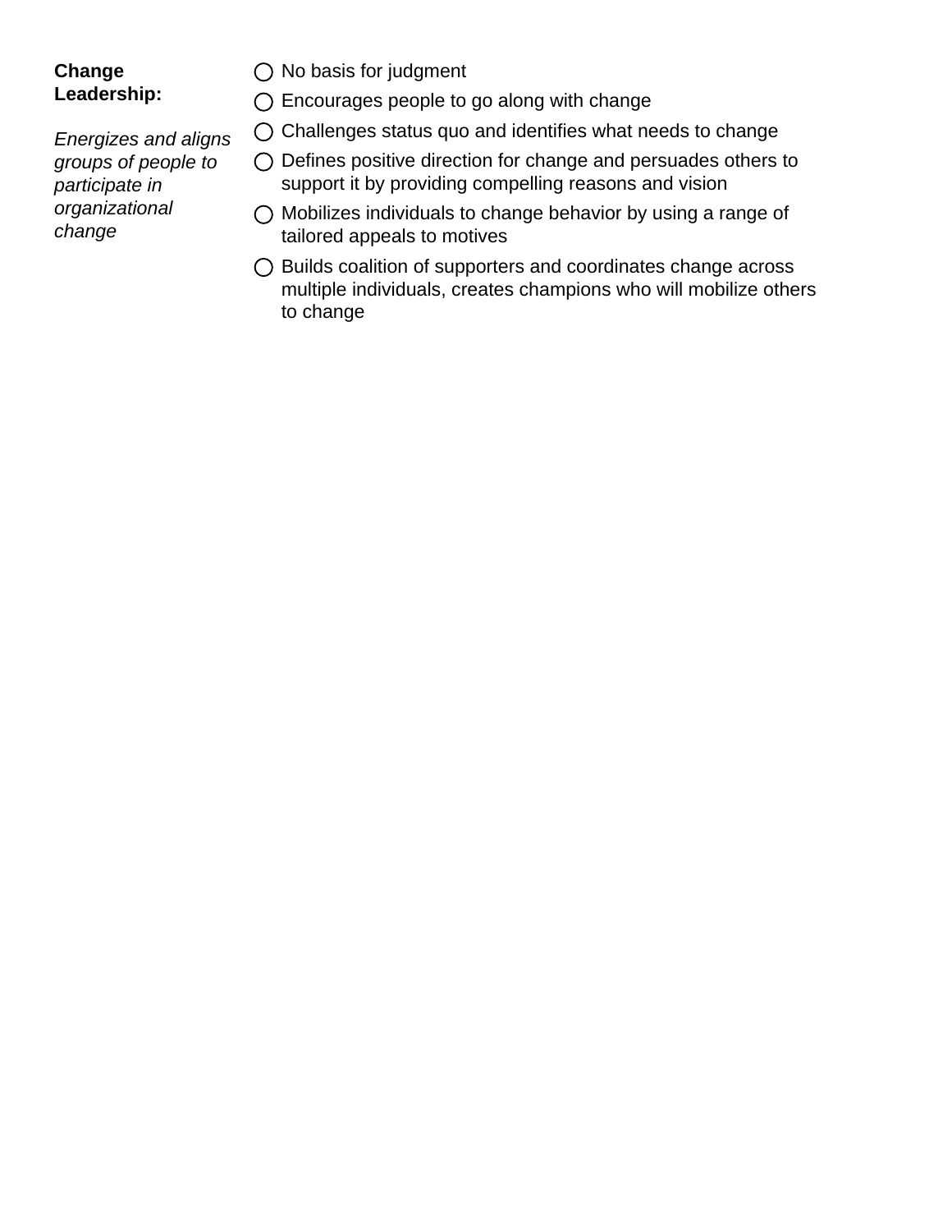**Change Leadership:**

*Energizes and aligns groups of people to participate in organizational change*

- ◯ No basis for judgment
- ◯ Encourages people to go along with change
- ◯ Challenges status quo and identifies what needs to change
- ◯ Defines positive direction for change and persuades others to support it by providing compelling reasons and vision
- ◯ Mobilizes individuals to change behavior by using a range of tailored appeals to motives
- ◯ Builds coalition of supporters and coordinates change across multiple individuals, creates champions who will mobilize others to change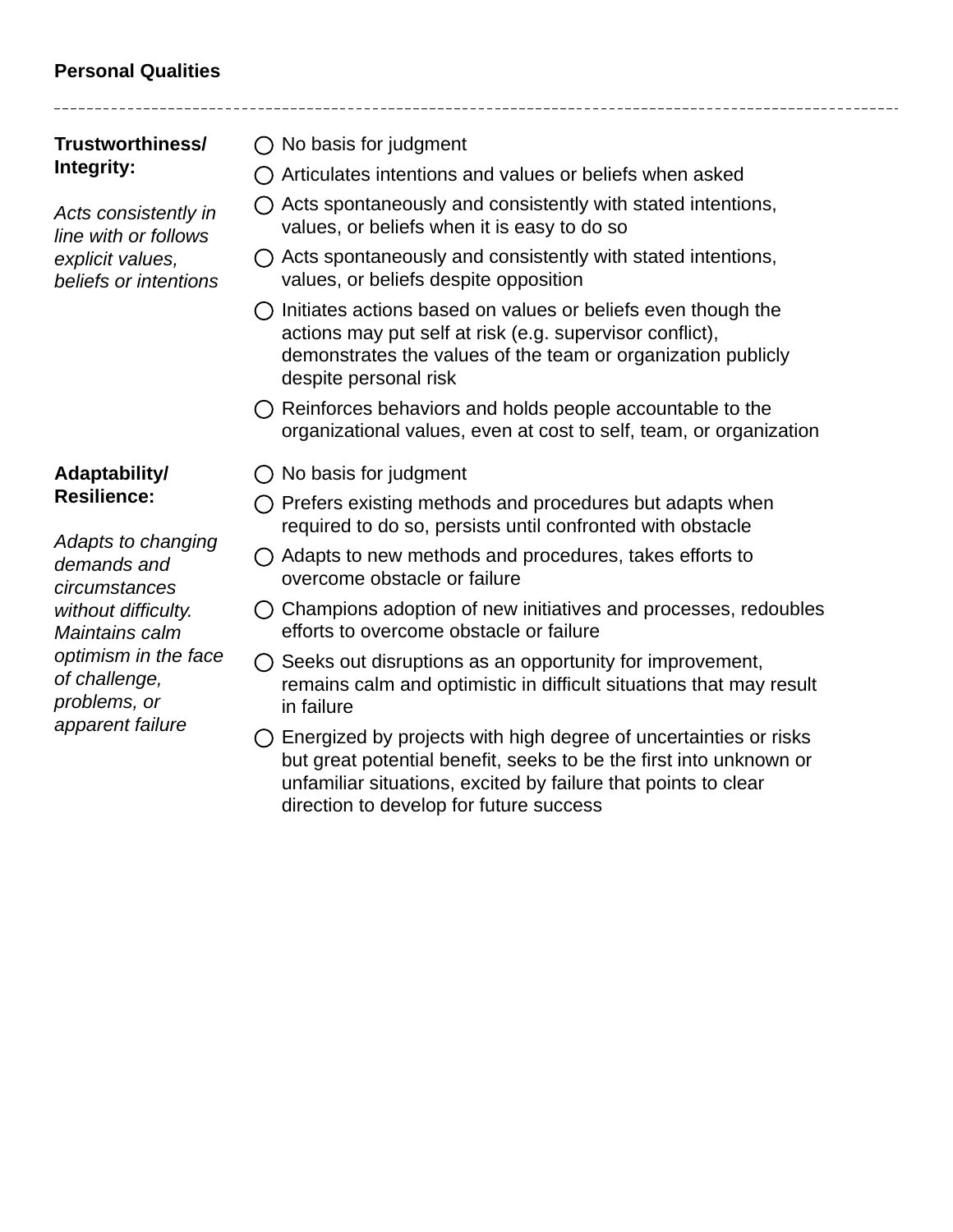**Personal Qualities**

---

**Trustworthiness/ Integrity:**

*Acts consistently in line with or follows explicit values, beliefs or intentions*

- ◯ No basis for judgment
- ◯ Articulates intentions and values or beliefs when asked
- ◯ Acts spontaneously and consistently with stated intentions, values, or beliefs when it is easy to do so
- ◯ Acts spontaneously and consistently with stated intentions, values, or beliefs despite opposition
- ◯ Initiates actions based on values or beliefs even though the actions may put self at risk (e.g. supervisor conflict), demonstrates the values of the team or organization publicly despite personal risk
- ◯ Reinforces behaviors and holds people accountable to the organizational values, even at cost to self, team, or organization

**Adaptability/ Resilience:**

*Adapts to changing demands and circumstances without difficulty. Maintains calm optimism in the face of challenge, problems, or apparent failure*

- ◯ No basis for judgment
- ◯ Prefers existing methods and procedures but adapts when required to do so, persists until confronted with obstacle
- ◯ Adapts to new methods and procedures, takes efforts to overcome obstacle or failure
- ◯ Champions adoption of new initiatives and processes, redoubles efforts to overcome obstacle or failure
- ◯ Seeks out disruptions as an opportunity for improvement, remains calm and optimistic in difficult situations that may result in failure
- ◯ Energized by projects with high degree of uncertainties or risks but great potential benefit, seeks to be the first into unknown or unfamiliar situations, excited by failure that points to clear direction to develop for future success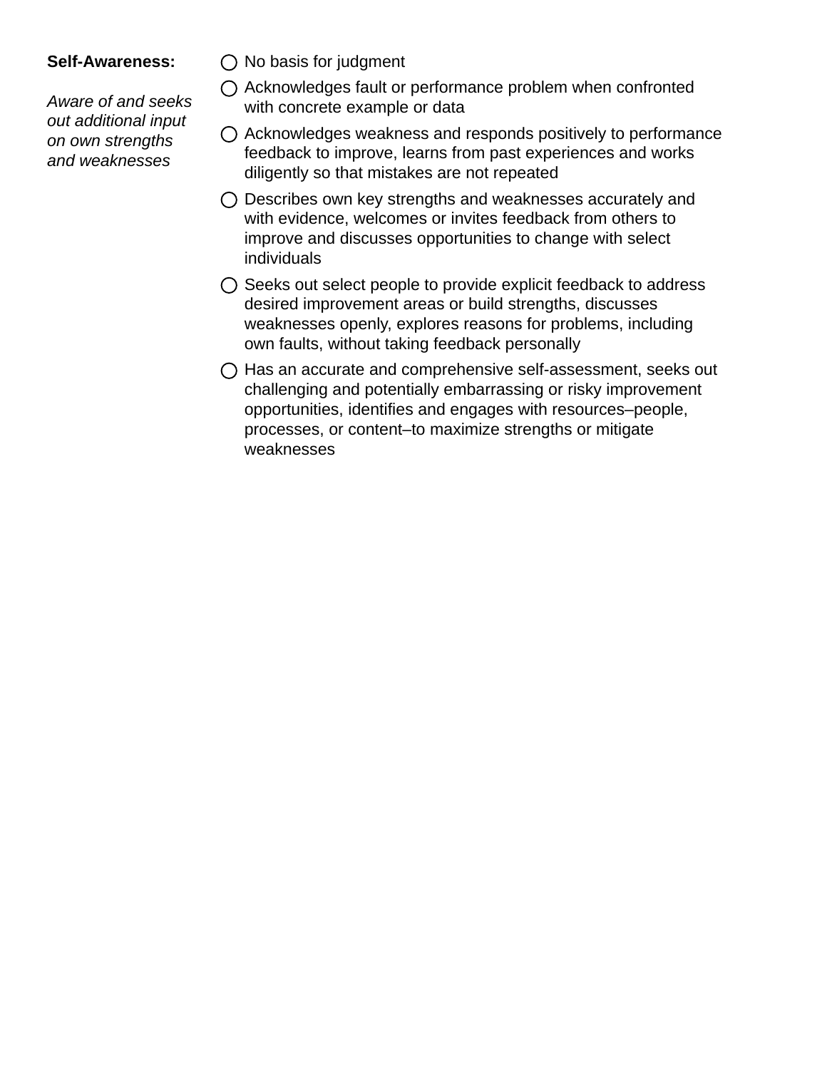**Self-Awareness:**

*Aware of and seeks out additional input on own strengths and weaknesses*

- ◯ No basis for judgment
- ◯ Acknowledges fault or performance problem when confronted with concrete example or data
- ◯ Acknowledges weakness and responds positively to performance feedback to improve, learns from past experiences and works diligently so that mistakes are not repeated
- ◯ Describes own key strengths and weaknesses accurately and with evidence, welcomes or invites feedback from others to improve and discusses opportunities to change with select individuals
- ◯ Seeks out select people to provide explicit feedback to address desired improvement areas or build strengths, discusses weaknesses openly, explores reasons for problems, including own faults, without taking feedback personally
- ◯ Has an accurate and comprehensive self-assessment, seeks out challenging and potentially embarrassing or risky improvement opportunities, identifies and engages with resources–people, processes, or content–to maximize strengths or mitigate weaknesses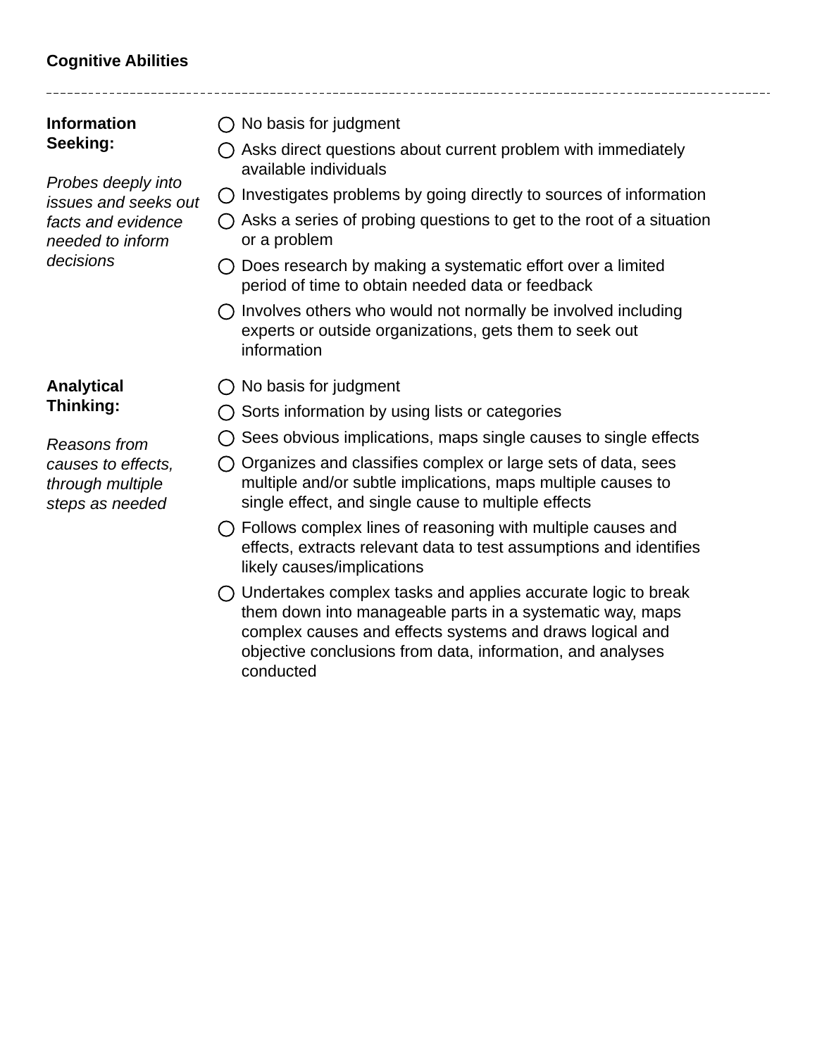**Cognitive Abilities**

---

**Information Seeking:**

*Probes deeply into issues and seeks out facts and evidence needed to inform decisions*

- ◯ No basis for judgment
- ◯ Asks direct questions about current problem with immediately available individuals
- ◯ Investigates problems by going directly to sources of information
- ◯ Asks a series of probing questions to get to the root of a situation or a problem
- ◯ Does research by making a systematic effort over a limited period of time to obtain needed data or feedback
- ◯ Involves others who would not normally be involved including experts or outside organizations, gets them to seek out information

**Analytical Thinking:**

*Reasons from causes to effects, through multiple steps as needed*

- ◯ No basis for judgment
- ◯ Sorts information by using lists or categories
- ◯ Sees obvious implications, maps single causes to single effects
- ◯ Organizes and classifies complex or large sets of data, sees multiple and/or subtle implications, maps multiple causes to single effect, and single cause to multiple effects
- ◯ Follows complex lines of reasoning with multiple causes and effects, extracts relevant data to test assumptions and identifies likely causes/implications
- ◯ Undertakes complex tasks and applies accurate logic to break them down into manageable parts in a systematic way, maps complex causes and effects systems and draws logical and objective conclusions from data, information, and analyses conducted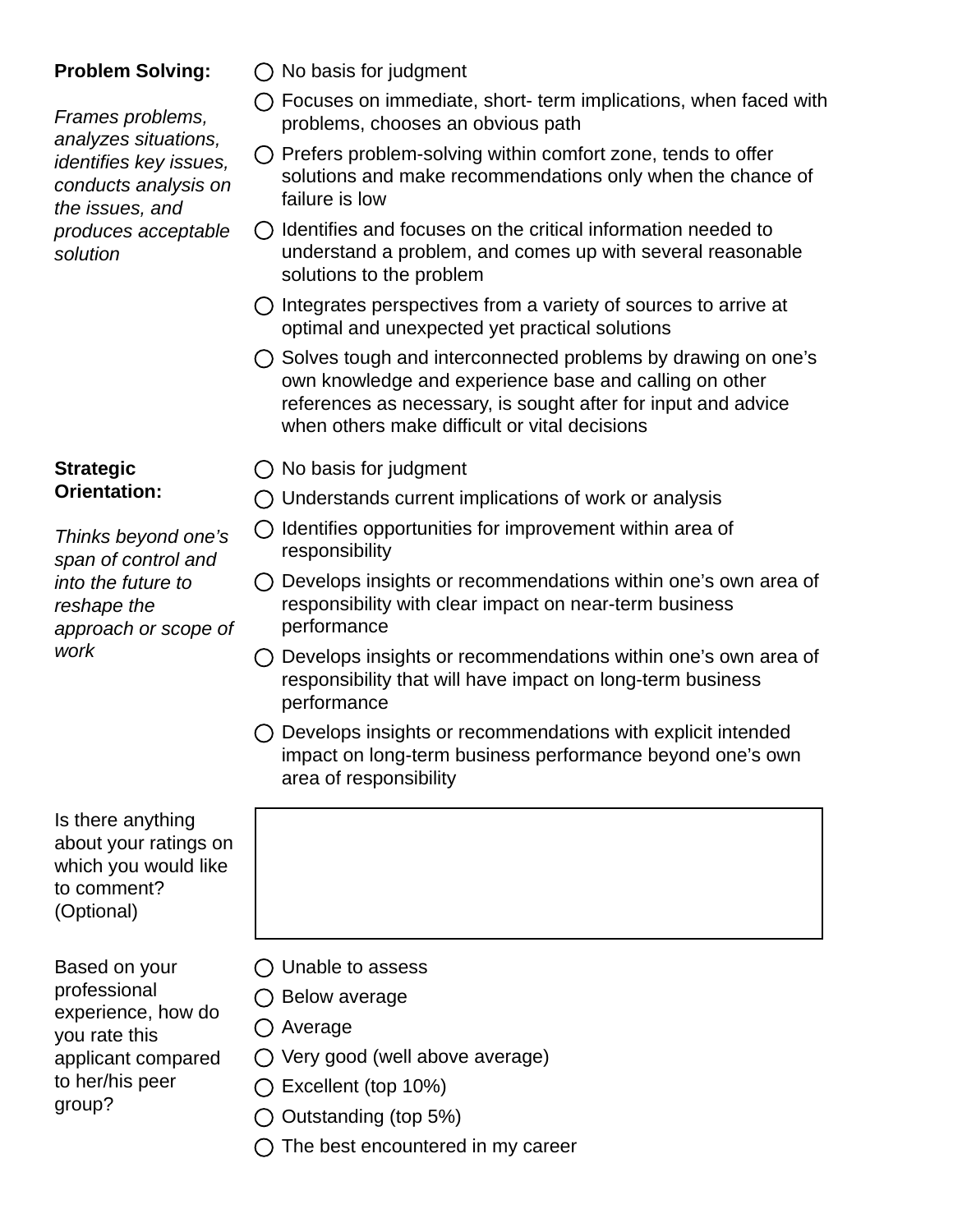**Problem Solving:**

*Frames problems, analyzes situations, identifies key issues, conducts analysis on the issues, and produces acceptable solution*

- ◯ No basis for judgment
- ◯ Focuses on immediate, short- term implications, when faced with problems, chooses an obvious path
- ◯ Prefers problem-solving within comfort zone, tends to offer solutions and make recommendations only when the chance of failure is low
- ◯ Identifies and focuses on the critical information needed to understand a problem, and comes up with several reasonable solutions to the problem
- ◯ Integrates perspectives from a variety of sources to arrive at optimal and unexpected yet practical solutions
- ◯ Solves tough and interconnected problems by drawing on one's own knowledge and experience base and calling on other references as necessary, is sought after for input and advice when others make difficult or vital decisions

**Strategic Orientation:**

*Thinks beyond one's span of control and into the future to reshape the approach or scope of work*

- ◯ No basis for judgment
- ◯ Understands current implications of work or analysis
- ◯ Identifies opportunities for improvement within area of responsibility
- ◯ Develops insights or recommendations within one's own area of responsibility with clear impact on near-term business performance
- ◯ Develops insights or recommendations within one's own area of responsibility that will have impact on long-term business performance
- ◯ Develops insights or recommendations with explicit intended impact on long-term business performance beyond one's own area of responsibility

Is there anything about your ratings on which you would like to comment? (Optional)

| |
|---|
| |

Based on your professional experience, how do you rate this applicant compared to her/his peer group?

- ◯ Unable to assess
- ◯ Below average
- ◯ Average
- ◯ Very good (well above average)
- ◯ Excellent (top 10%)
- ◯ Outstanding (top 5%)
- ◯ The best encountered in my career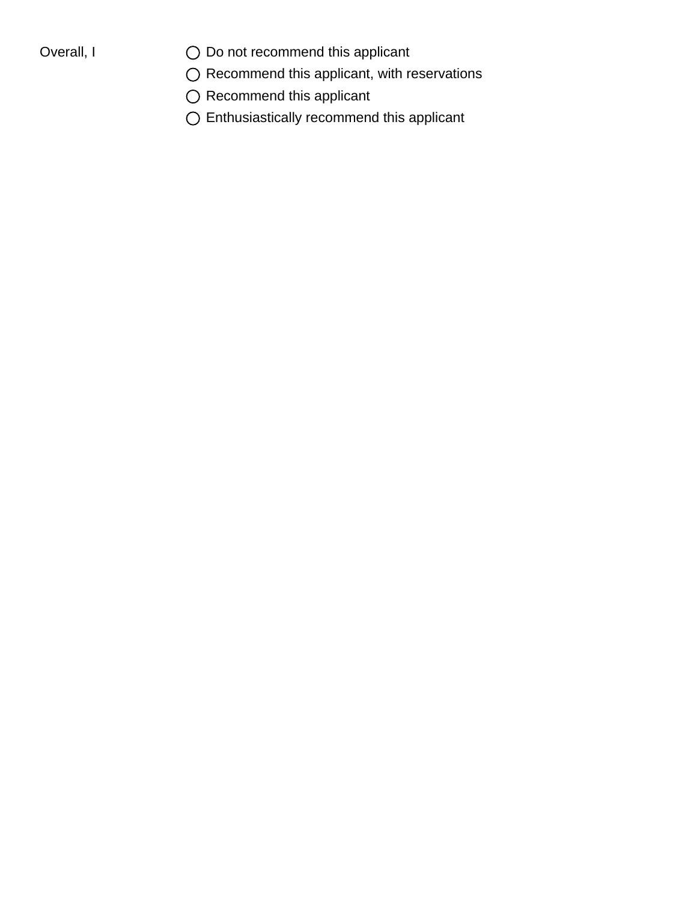Overall, I

- ◯ Do not recommend this applicant
- ◯ Recommend this applicant, with reservations
- ◯ Recommend this applicant
- ◯ Enthusiastically recommend this applicant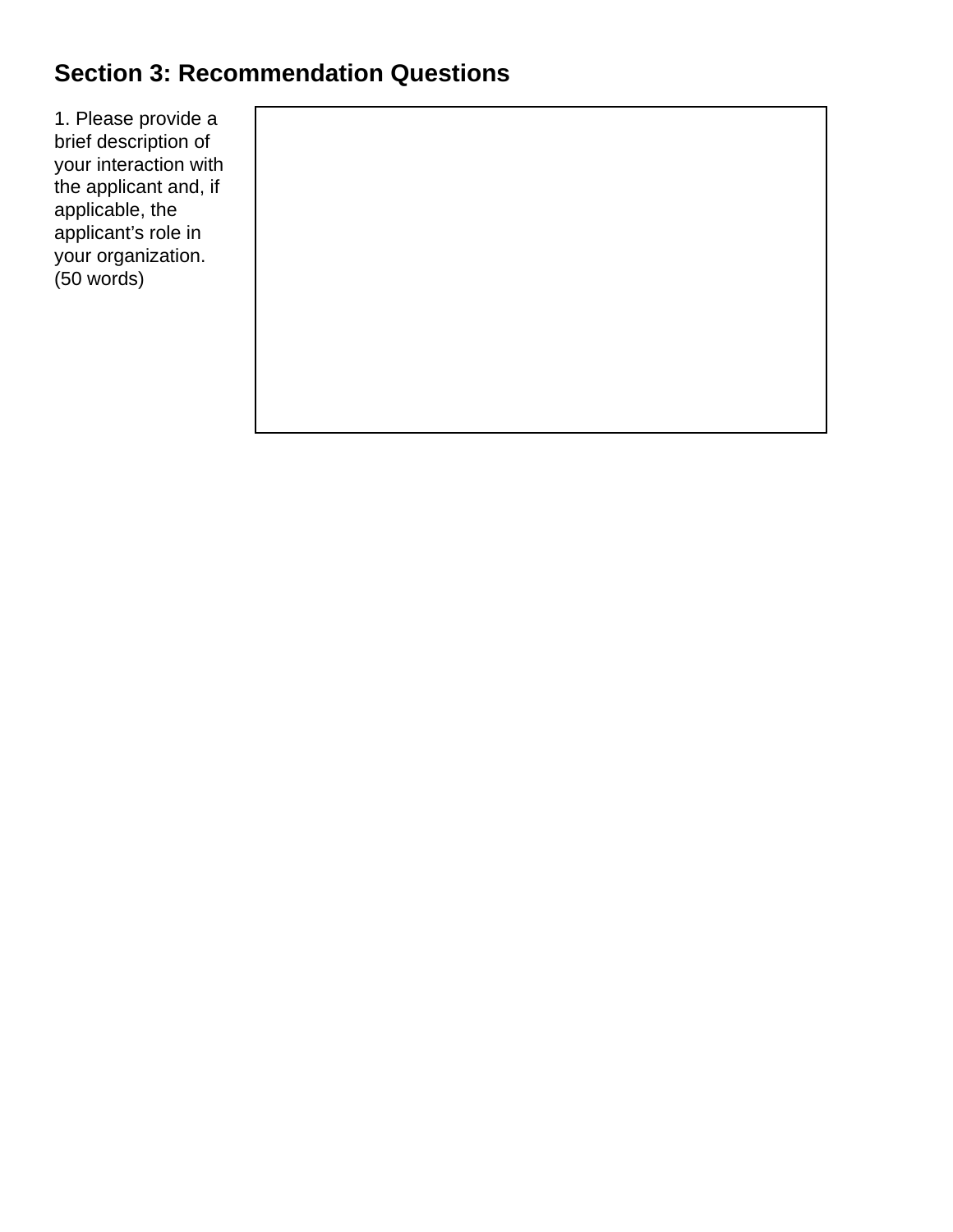## Section 3: Recommendation Questions

| 1. Please provide a brief description of your interaction with the applicant and, if applicable, the applicant’s role in your organization. (50 words) | |
|---|---|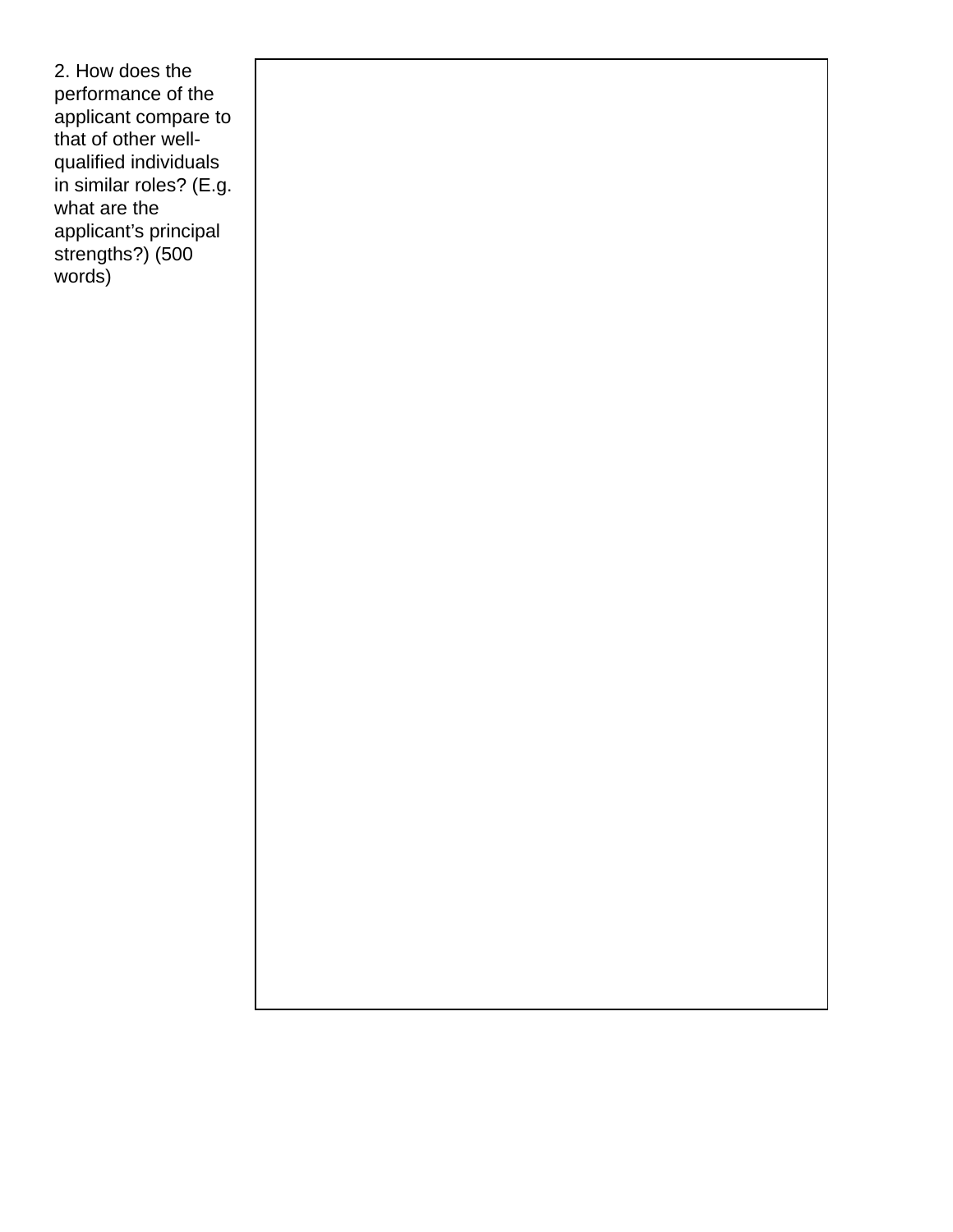2. How does the performance of the applicant compare to that of other well-qualified individuals in similar roles? (E.g. what are the applicant's principal strengths?) (500 words)

|  |
| --- |
|  |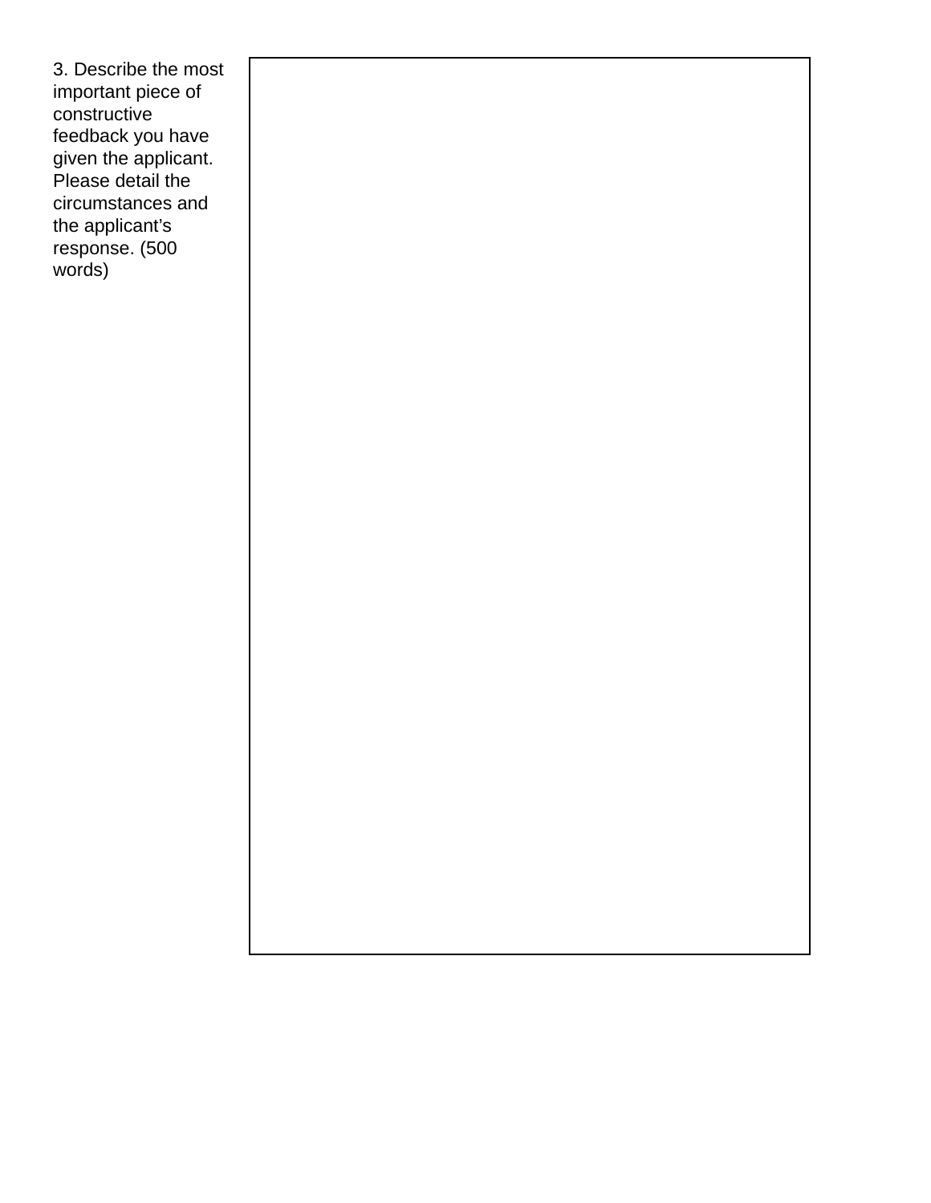3. Describe the most important piece of constructive feedback you have given the applicant. Please detail the circumstances and the applicant's response. (500 words)

| |
|---|
| |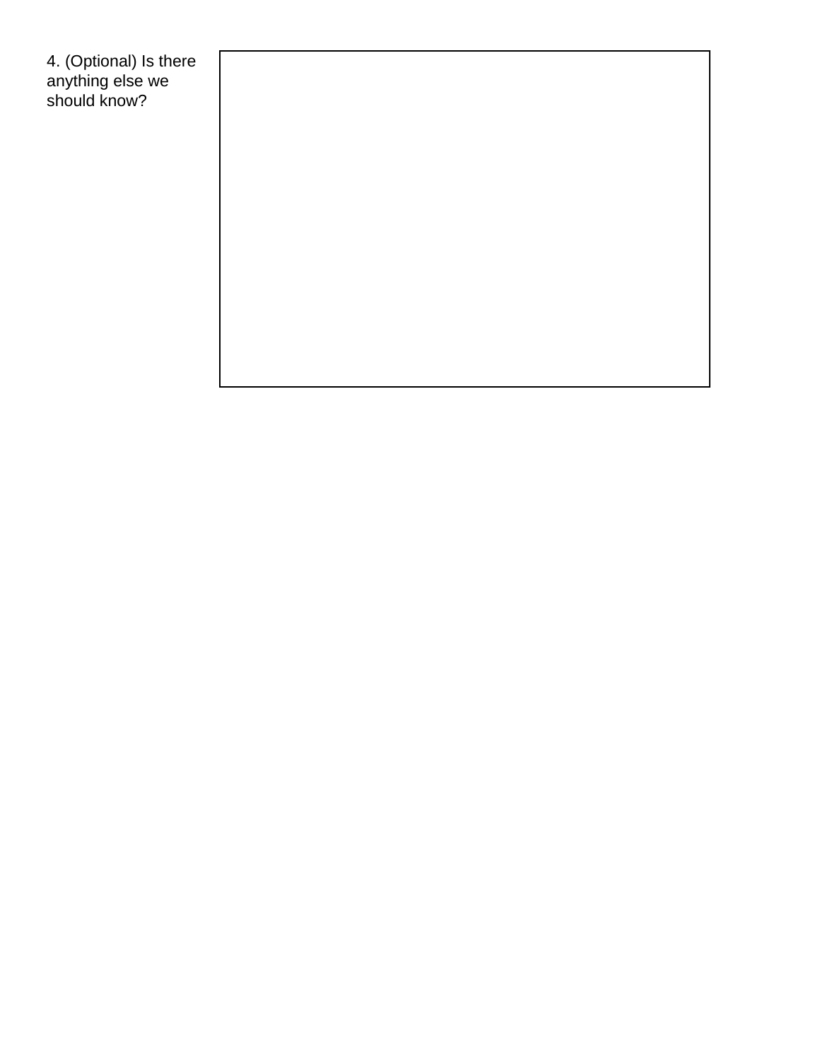4. (Optional) Is there anything else we should know?